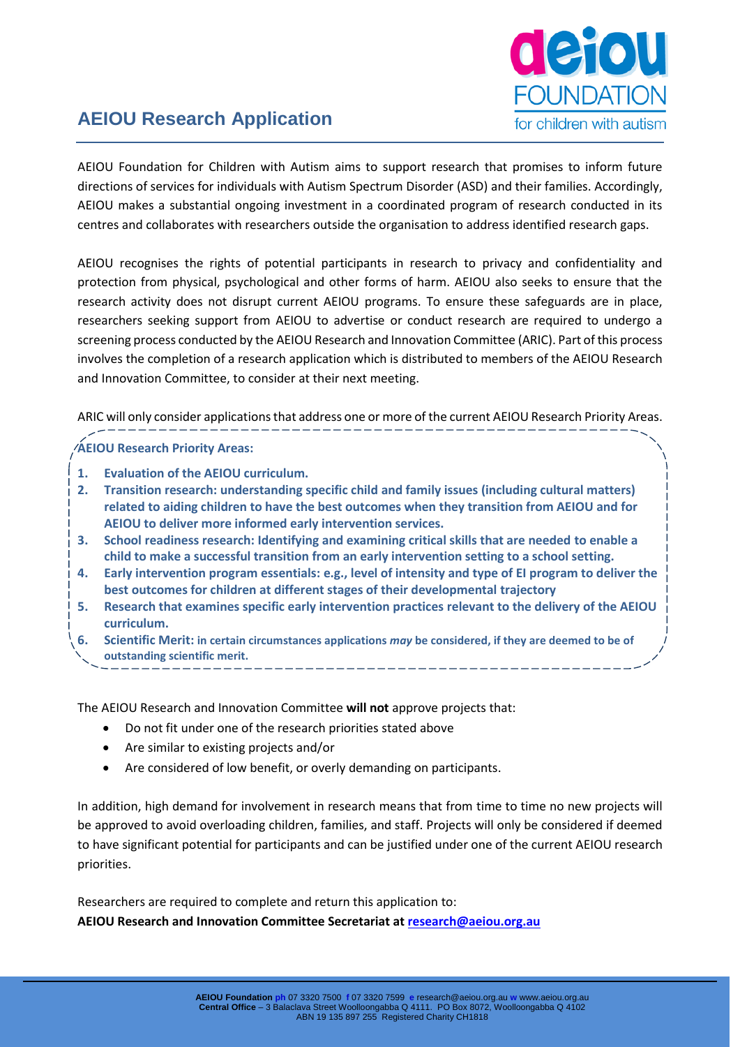# AEIOU Research Application

AEIOU Foundation for Children with Autism aims to support research that promises to inform future directions of services for individuals with Autism Spectrum Disorder (ASD) and their families. Accordingly, AEIOU makes a substantial ongoing investment in a coordinated program of research conducted in its centres and collaborates with researchers outside the organisation to address identified research gaps.

AEIOU recognises the rights of potential participants in research to privacy and confidentiality and protection from physical, psychological and other forms of harm. AEIOU also seeks to ensure that the research activity does not disrupt current AEIOU programs. To ensure these safeguards are in place, researchers seeking support from AEIOU to advertise or conduct research are required to undergo a screening process conducted by the AEIOU Research and Innovation Committee (ARIC). Part of this process involves the completion of a research application which is distributed to members of the AEIOU Research and Innovation Committee, to consider at their next meeting.

ARIC will only consider applications that address one or more of the current AEIOU Research Priority Areas.

**AEIOU Research Priority Areas:**

1. **Evaluation of the AEIOU curriculum.**
2. **Transition research: understanding specific child and family issues (including cultural matters) related to aiding children to have the best outcomes when they transition from AEIOU and for AEIOU to deliver more informed early intervention services.**
3. **School readiness research: Identifying and examining critical skills that are needed to enable a child to make a successful transition from an early intervention setting to a school setting.**
4. **Early intervention program essentials: e.g., level of intensity and type of EI program to deliver the best outcomes for children at different stages of their developmental trajectory**
5. **Research that examines specific early intervention practices relevant to the delivery of the AEIOU curriculum.**
6. **Scientific Merit: in certain circumstances applications *may* be considered, if they are deemed to be of outstanding scientific merit.**

The AEIOU Research and Innovation Committee **will not** approve projects that:

- Do not fit under one of the research priorities stated above
- Are similar to existing projects and/or
- Are considered of low benefit, or overly demanding on participants.

In addition, high demand for involvement in research means that from time to time no new projects will be approved to avoid overloading children, families, and staff. Projects will only be considered if deemed to have significant potential for participants and can be justified under one of the current AEIOU research priorities.

Researchers are required to complete and return this application to:
**AEIOU Research and Innovation Committee Secretariat at research@aeiou.org.au**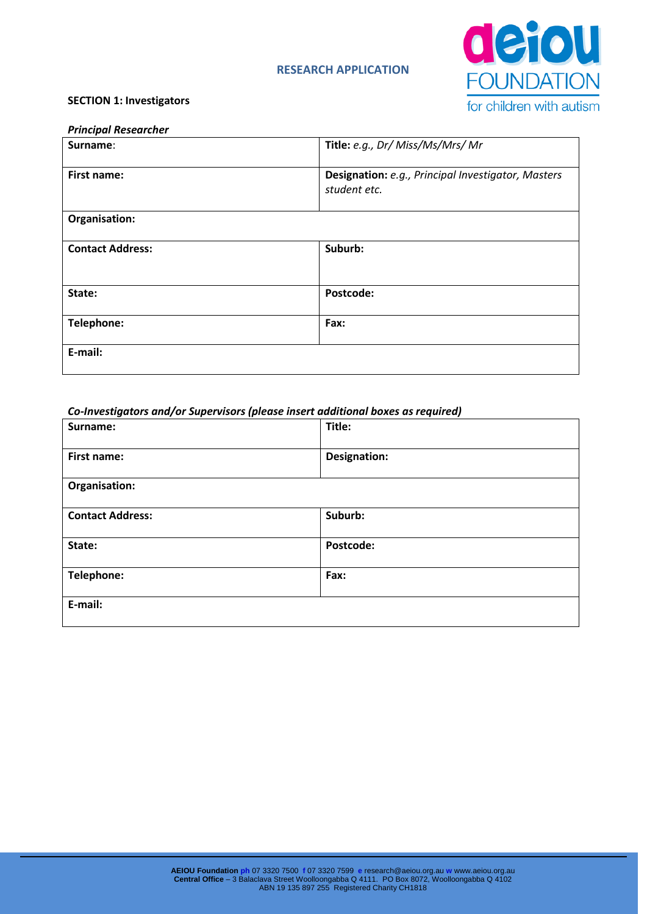**RESEARCH APPLICATION**

**SECTION 1: Investigators**

***Principal Researcher***

| | |
|---|---|
| **Surname**: | **Title:** *e.g., Dr/ Miss/Ms/Mrs/ Mr* |
| **First name:** | **Designation:** *e.g., Principal Investigator, Masters student etc.* |
| **Organisation:** | |
| **Contact Address:** | **Suburb:** |
| **State:** | **Postcode:** |
| **Telephone:** | **Fax:** |
| **E-mail:** | |

***Co-Investigators and/or Supervisors (please insert additional boxes as required)***

| | |
|---|---|
| **Surname:** | **Title:** |
| **First name:** | **Designation:** |
| **Organisation:** | |
| **Contact Address:** | **Suburb:** |
| **State:** | **Postcode:** |
| **Telephone:** | **Fax:** |
| **E-mail:** | |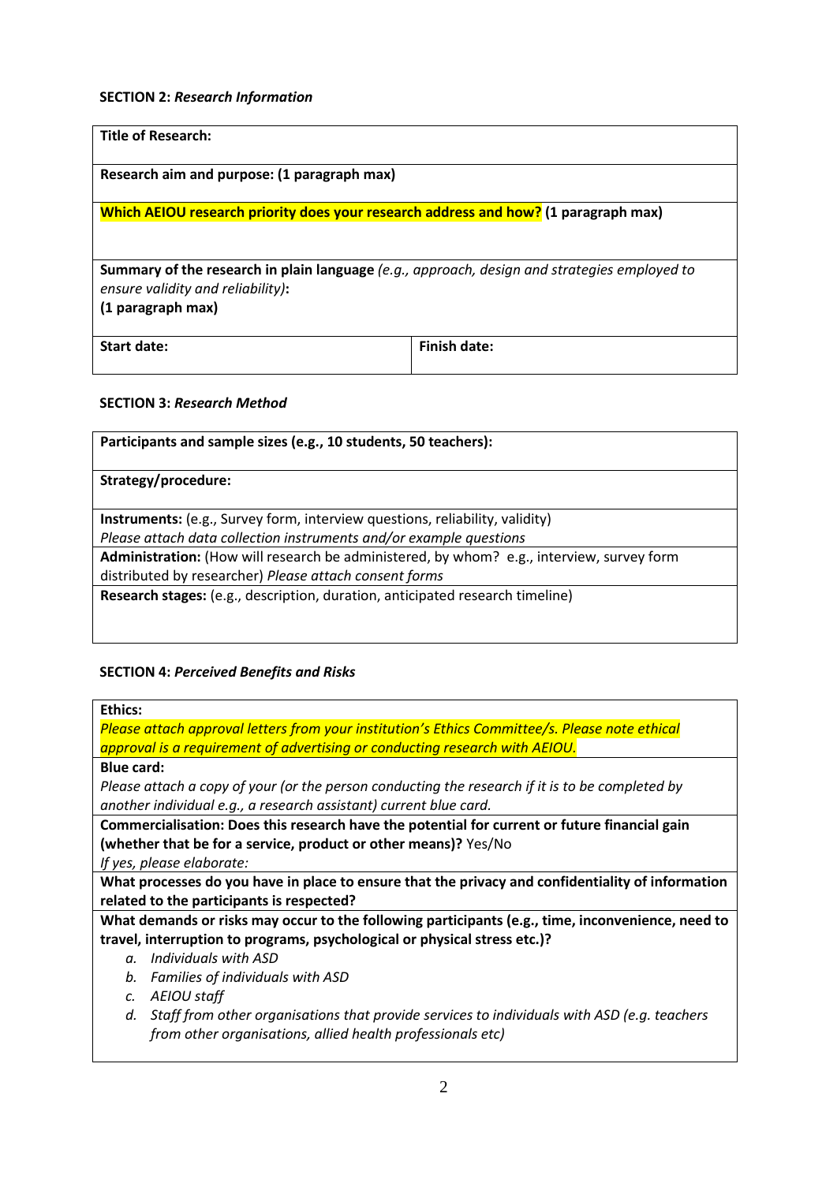**SECTION 2:** ***Research Information***

| **Title of Research:** | |
|---|---|
| **Research aim and purpose: (1 paragraph max)** | |
| **Which AEIOU research priority does your research address and how? (1 paragraph max)** | |
| **Summary of the research in plain language** *(e.g., approach, design and strategies employed to ensure validity and reliability)***:** **(1 paragraph max)** | |
| **Start date:** | **Finish date:** |

**SECTION 3:** ***Research Method***

| **Participants and sample sizes (e.g., 10 students, 50 teachers):** |
|---|
| **Strategy/procedure:** |
| **Instruments:** (e.g., Survey form, interview questions, reliability, validity) *Please attach data collection instruments and/or example questions* |
| **Administration:** (How will research be administered, by whom? e.g., interview, survey form distributed by researcher) *Please attach consent forms* |
| **Research stages:** (e.g., description, duration, anticipated research timeline) |

**SECTION 4:** ***Perceived Benefits and Risks***

| **Ethics:** *Please attach approval letters from your institution's Ethics Committee/s. Please note ethical approval is a requirement of advertising or conducting research with AEIOU.* |
|---|
| **Blue card:** *Please attach a copy of your (or the person conducting the research if it is to be completed by another individual e.g., a research assistant) current blue card.* |
| **Commercialisation: Does this research have the potential for current or future financial gain (whether that be for a service, product or other means)?** Yes/No *If yes, please elaborate:* |
| **What processes do you have in place to ensure that the privacy and confidentiality of information related to the participants is respected?** |
| **What demands or risks may occur to the following participants (e.g., time, inconvenience, need to travel, interruption to programs, psychological or physical stress etc.)?** a. *Individuals with ASD* b. *Families of individuals with ASD* c. *AEIOU staff* d. *Staff from other organisations that provide services to individuals with ASD (e.g. teachers from other organisations, allied health professionals etc)* |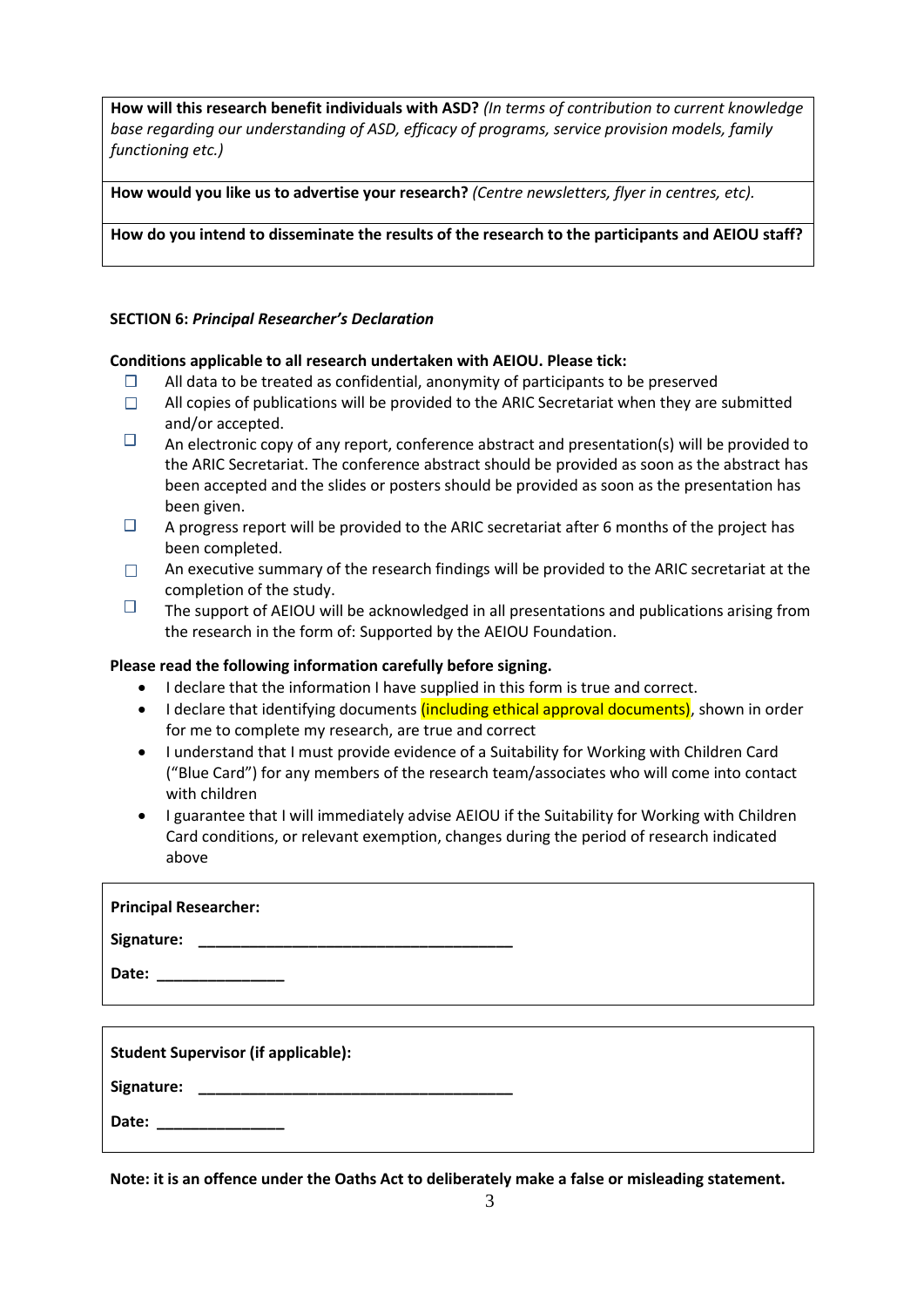| |
|---|
| **How will this research benefit individuals with ASD?** *(In terms of contribution to current knowledge base regarding our understanding of ASD, efficacy of programs, service provision models, family functioning etc.)* |
| **How would you like us to advertise your research?** *(Centre newsletters, flyer in centres, etc).* |
| **How do you intend to disseminate the results of the research to the participants and AEIOU staff?** |

**SECTION 6:** ***Principal Researcher's Declaration***

**Conditions applicable to all research undertaken with AEIOU. Please tick:**

- ☐ All data to be treated as confidential, anonymity of participants to be preserved
- ☐ All copies of publications will be provided to the ARIC Secretariat when they are submitted and/or accepted.
- ☐ An electronic copy of any report, conference abstract and presentation(s) will be provided to the ARIC Secretariat. The conference abstract should be provided as soon as the abstract has been accepted and the slides or posters should be provided as soon as the presentation has been given.
- ☐ A progress report will be provided to the ARIC secretariat after 6 months of the project has been completed.
- ☐ An executive summary of the research findings will be provided to the ARIC secretariat at the completion of the study.
- ☐ The support of AEIOU will be acknowledged in all presentations and publications arising from the research in the form of: Supported by the AEIOU Foundation.

**Please read the following information carefully before signing.**

- I declare that the information I have supplied in this form is true and correct.
- I declare that identifying documents (including ethical approval documents), shown in order for me to complete my research, are true and correct
- I understand that I must provide evidence of a Suitability for Working with Children Card ("Blue Card") for any members of the research team/associates who will come into contact with children
- I guarantee that I will immediately advise AEIOU if the Suitability for Working with Children Card conditions, or relevant exemption, changes during the period of research indicated above

**Principal Researcher:**

**Signature:** ______________________________________

**Date:** _______________

**Student Supervisor (if applicable):**

**Signature:** ______________________________________

**Date:** _______________

**Note: it is an offence under the Oaths Act to deliberately make a false or misleading statement.**